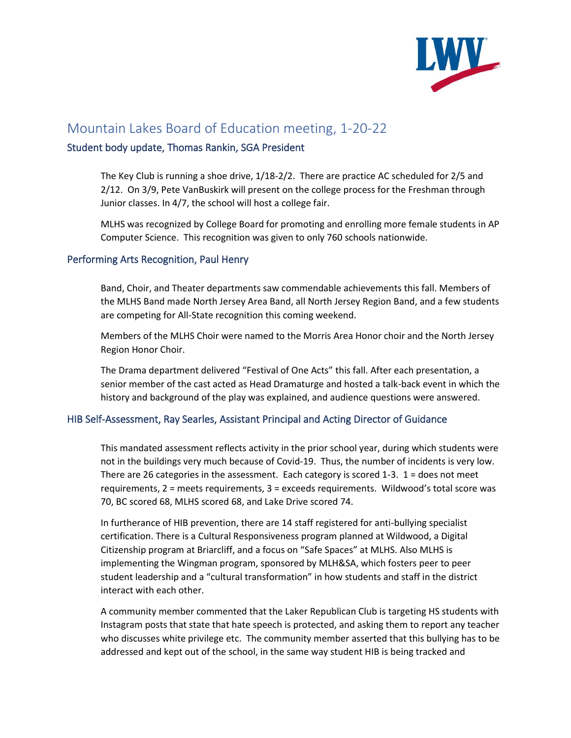# Mountain Lakes Board of Education meeting, 1-20-22

## Student body update, Thomas Rankin, SGA President

The Key Club is running a shoe drive, 1/18-2/2. There are practice AC scheduled for 2/5 and 2/12. On 3/9, Pete VanBuskirk will present on the college process for the Freshman through Junior classes. In 4/7, the school will host a college fair.

MLHS was recognized by College Board for promoting and enrolling more female students in AP Computer Science. This recognition was given to only 760 schools nationwide.

## Performing Arts Recognition, Paul Henry

Band, Choir, and Theater departments saw commendable achievements this fall. Members of the MLHS Band made North Jersey Area Band, all North Jersey Region Band, and a few students are competing for All-State recognition this coming weekend.

Members of the MLHS Choir were named to the Morris Area Honor choir and the North Jersey Region Honor Choir.

The Drama department delivered "Festival of One Acts" this fall. After each presentation, a senior member of the cast acted as Head Dramaturge and hosted a talk-back event in which the history and background of the play was explained, and audience questions were answered.

## HIB Self-Assessment, Ray Searles, Assistant Principal and Acting Director of Guidance

This mandated assessment reflects activity in the prior school year, during which students were not in the buildings very much because of Covid-19. Thus, the number of incidents is very low. There are 26 categories in the assessment. Each category is scored 1-3. 1 = does not meet requirements, 2 = meets requirements, 3 = exceeds requirements. Wildwood's total score was 70, BC scored 68, MLHS scored 68, and Lake Drive scored 74.

In furtherance of HIB prevention, there are 14 staff registered for anti-bullying specialist certification. There is a Cultural Responsiveness program planned at Wildwood, a Digital Citizenship program at Briarcliff, and a focus on "Safe Spaces" at MLHS. Also MLHS is implementing the Wingman program, sponsored by MLH&SA, which fosters peer to peer student leadership and a "cultural transformation" in how students and staff in the district interact with each other.

A community member commented that the Laker Republican Club is targeting HS students with Instagram posts that state that hate speech is protected, and asking them to report any teacher who discusses white privilege etc. The community member asserted that this bullying has to be addressed and kept out of the school, in the same way student HIB is being tracked and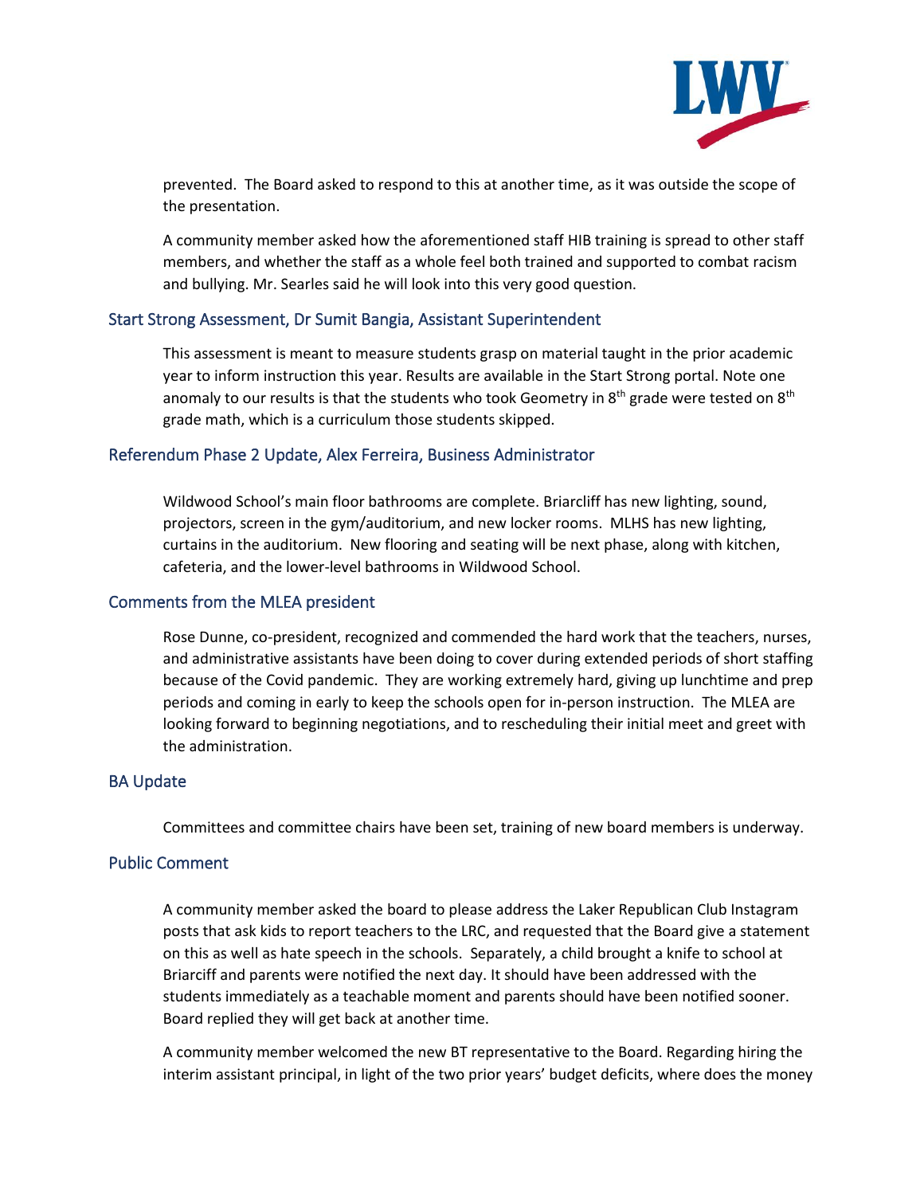prevented. The Board asked to respond to this at another time, as it was outside the scope of the presentation.

A community member asked how the aforementioned staff HIB training is spread to other staff members, and whether the staff as a whole feel both trained and supported to combat racism and bullying. Mr. Searles said he will look into this very good question.

## Start Strong Assessment, Dr Sumit Bangia, Assistant Superintendent

This assessment is meant to measure students grasp on material taught in the prior academic year to inform instruction this year. Results are available in the Start Strong portal. Note one anomaly to our results is that the students who took Geometry in 8th grade were tested on 8th grade math, which is a curriculum those students skipped.

## Referendum Phase 2 Update, Alex Ferreira, Business Administrator

Wildwood School's main floor bathrooms are complete. Briarcliff has new lighting, sound, projectors, screen in the gym/auditorium, and new locker rooms. MLHS has new lighting, curtains in the auditorium. New flooring and seating will be next phase, along with kitchen, cafeteria, and the lower-level bathrooms in Wildwood School.

## Comments from the MLEA president

Rose Dunne, co-president, recognized and commended the hard work that the teachers, nurses, and administrative assistants have been doing to cover during extended periods of short staffing because of the Covid pandemic. They are working extremely hard, giving up lunchtime and prep periods and coming in early to keep the schools open for in-person instruction. The MLEA are looking forward to beginning negotiations, and to rescheduling their initial meet and greet with the administration.

## BA Update

Committees and committee chairs have been set, training of new board members is underway.

## Public Comment

A community member asked the board to please address the Laker Republican Club Instagram posts that ask kids to report teachers to the LRC, and requested that the Board give a statement on this as well as hate speech in the schools. Separately, a child brought a knife to school at Briarciff and parents were notified the next day. It should have been addressed with the students immediately as a teachable moment and parents should have been notified sooner. Board replied they will get back at another time.

A community member welcomed the new BT representative to the Board. Regarding hiring the interim assistant principal, in light of the two prior years' budget deficits, where does the money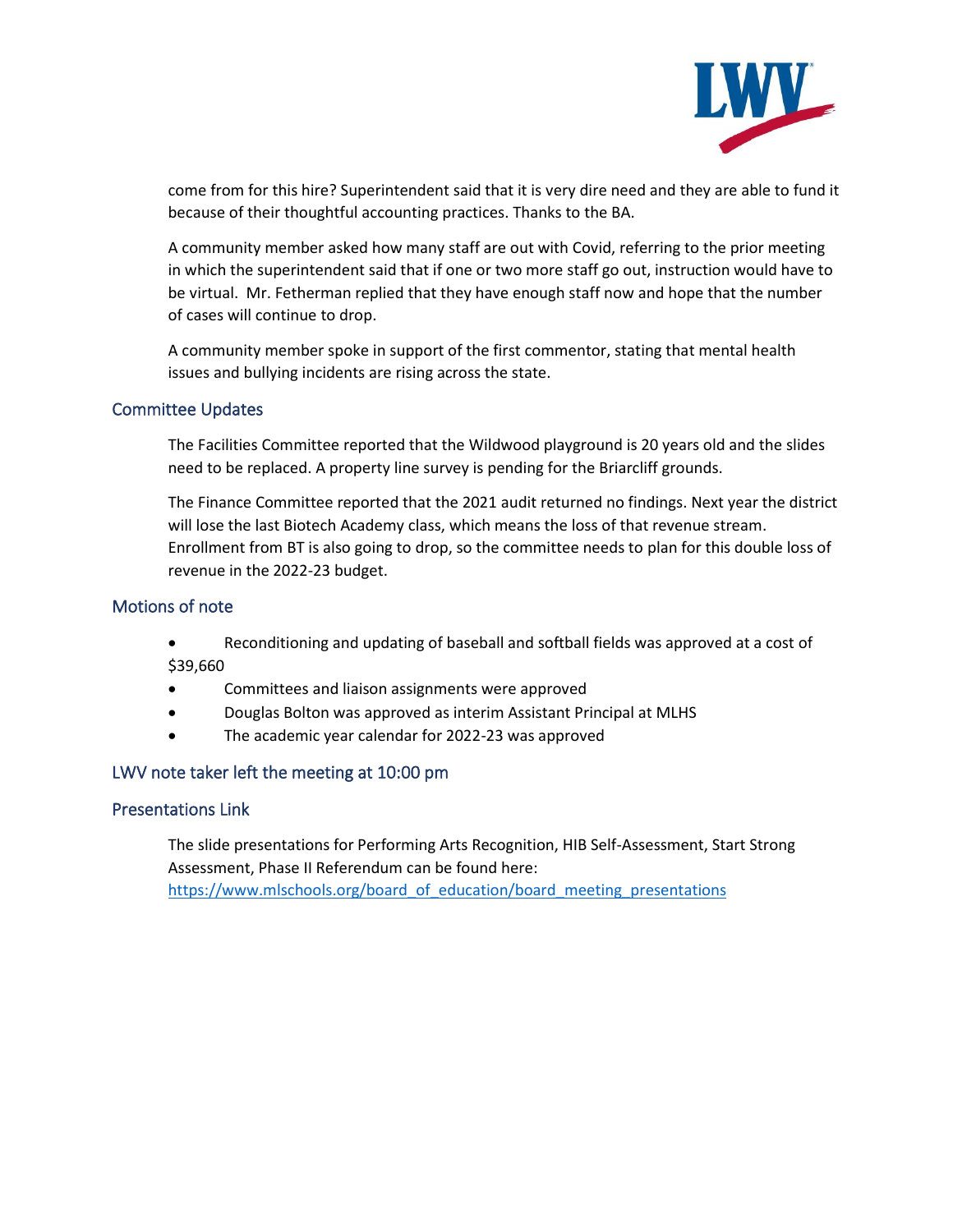come from for this hire? Superintendent said that it is very dire need and they are able to fund it because of their thoughtful accounting practices. Thanks to the BA.

A community member asked how many staff are out with Covid, referring to the prior meeting in which the superintendent said that if one or two more staff go out, instruction would have to be virtual. Mr. Fetherman replied that they have enough staff now and hope that the number of cases will continue to drop.

A community member spoke in support of the first commentor, stating that mental health issues and bullying incidents are rising across the state.

## Committee Updates

The Facilities Committee reported that the Wildwood playground is 20 years old and the slides need to be replaced. A property line survey is pending for the Briarcliff grounds.

The Finance Committee reported that the 2021 audit returned no findings. Next year the district will lose the last Biotech Academy class, which means the loss of that revenue stream. Enrollment from BT is also going to drop, so the committee needs to plan for this double loss of revenue in the 2022-23 budget.

## Motions of note

- Reconditioning and updating of baseball and softball fields was approved at a cost of $39,660
- Committees and liaison assignments were approved
- Douglas Bolton was approved as interim Assistant Principal at MLHS
- The academic year calendar for 2022-23 was approved

## LWV note taker left the meeting at 10:00 pm

## Presentations Link

The slide presentations for Performing Arts Recognition, HIB Self-Assessment, Start Strong Assessment, Phase II Referendum can be found here: https://www.mlschools.org/board_of_education/board_meeting_presentations